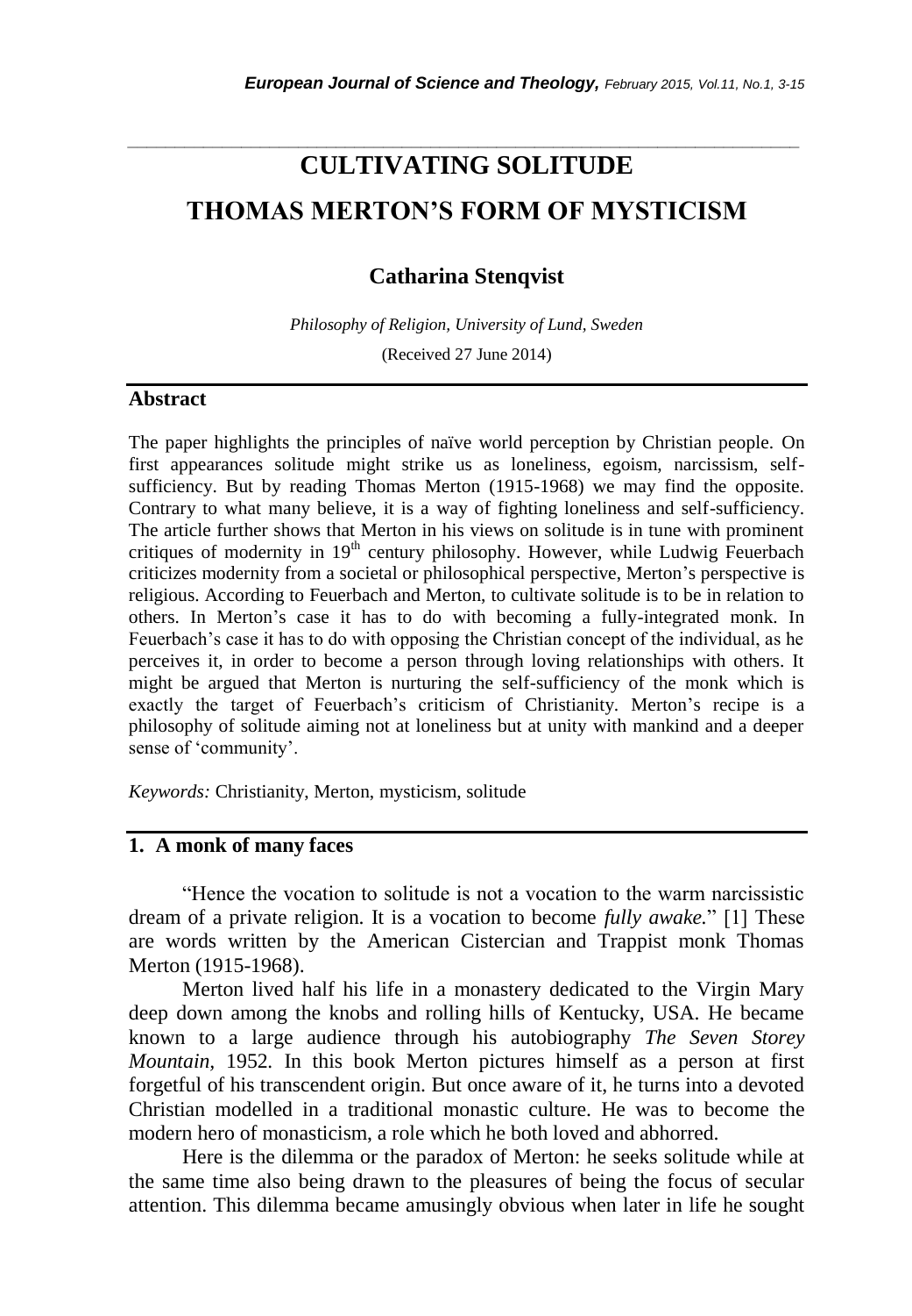# CULTIVATING SOLITUDE
# THOMAS MERTON'S FORM OF MYSTICISM

### Catharina Stenqvist

*Philosophy of Religion, University of Lund, Sweden*

(Received 27 June 2014)

## Abstract

The paper highlights the principles of naïve world perception by Christian people. On first appearances solitude might strike us as loneliness, egoism, narcissism, self-sufficiency. But by reading Thomas Merton (1915-1968) we may find the opposite. Contrary to what many believe, it is a way of fighting loneliness and self-sufficiency. The article further shows that Merton in his views on solitude is in tune with prominent critiques of modernity in 19th century philosophy. However, while Ludwig Feuerbach criticizes modernity from a societal or philosophical perspective, Merton's perspective is religious. According to Feuerbach and Merton, to cultivate solitude is to be in relation to others. In Merton's case it has to do with becoming a fully-integrated monk. In Feuerbach's case it has to do with opposing the Christian concept of the individual, as he perceives it, in order to become a person through loving relationships with others. It might be argued that Merton is nurturing the self-sufficiency of the monk which is exactly the target of Feuerbach's criticism of Christianity. Merton's recipe is a philosophy of solitude aiming not at loneliness but at unity with mankind and a deeper sense of 'community'.

*Keywords:* Christianity, Merton, mysticism, solitude

## 1. A monk of many faces

"Hence the vocation to solitude is not a vocation to the warm narcissistic dream of a private religion. It is a vocation to become *fully awake*." [1] These are words written by the American Cistercian and Trappist monk Thomas Merton (1915-1968).

Merton lived half his life in a monastery dedicated to the Virgin Mary deep down among the knobs and rolling hills of Kentucky, USA. He became known to a large audience through his autobiography *The Seven Storey Mountain*, 1952. In this book Merton pictures himself as a person at first forgetful of his transcendent origin. But once aware of it, he turns into a devoted Christian modelled in a traditional monastic culture. He was to become the modern hero of monasticism, a role which he both loved and abhorred.

Here is the dilemma or the paradox of Merton: he seeks solitude while at the same time also being drawn to the pleasures of being the focus of secular attention. This dilemma became amusingly obvious when later in life he sought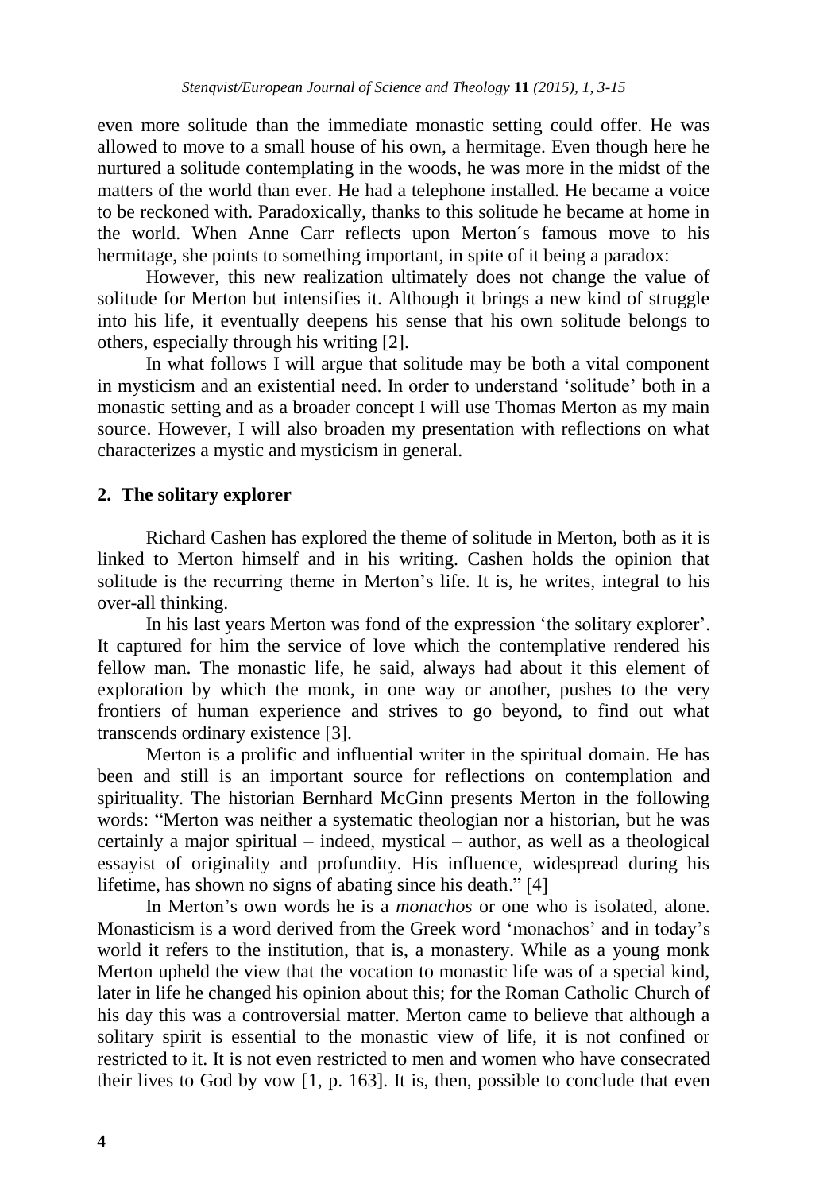even more solitude than the immediate monastic setting could offer. He was allowed to move to a small house of his own, a hermitage. Even though here he nurtured a solitude contemplating in the woods, he was more in the midst of the matters of the world than ever. He had a telephone installed. He became a voice to be reckoned with. Paradoxically, thanks to this solitude he became at home in the world. When Anne Carr reflects upon Merton´s famous move to his hermitage, she points to something important, in spite of it being a paradox:

However, this new realization ultimately does not change the value of solitude for Merton but intensifies it. Although it brings a new kind of struggle into his life, it eventually deepens his sense that his own solitude belongs to others, especially through his writing [2].

In what follows I will argue that solitude may be both a vital component in mysticism and an existential need. In order to understand 'solitude' both in a monastic setting and as a broader concept I will use Thomas Merton as my main source. However, I will also broaden my presentation with reflections on what characterizes a mystic and mysticism in general.

## 2. The solitary explorer

Richard Cashen has explored the theme of solitude in Merton, both as it is linked to Merton himself and in his writing. Cashen holds the opinion that solitude is the recurring theme in Merton's life. It is, he writes, integral to his over-all thinking.

In his last years Merton was fond of the expression 'the solitary explorer'. It captured for him the service of love which the contemplative rendered his fellow man. The monastic life, he said, always had about it this element of exploration by which the monk, in one way or another, pushes to the very frontiers of human experience and strives to go beyond, to find out what transcends ordinary existence [3].

Merton is a prolific and influential writer in the spiritual domain. He has been and still is an important source for reflections on contemplation and spirituality. The historian Bernhard McGinn presents Merton in the following words: "Merton was neither a systematic theologian nor a historian, but he was certainly a major spiritual – indeed, mystical – author, as well as a theological essayist of originality and profundity. His influence, widespread during his lifetime, has shown no signs of abating since his death." [4]

In Merton's own words he is a *monachos* or one who is isolated, alone. Monasticism is a word derived from the Greek word 'monachos' and in today's world it refers to the institution, that is, a monastery. While as a young monk Merton upheld the view that the vocation to monastic life was of a special kind, later in life he changed his opinion about this; for the Roman Catholic Church of his day this was a controversial matter. Merton came to believe that although a solitary spirit is essential to the monastic view of life, it is not confined or restricted to it. It is not even restricted to men and women who have consecrated their lives to God by vow [1, p. 163]. It is, then, possible to conclude that even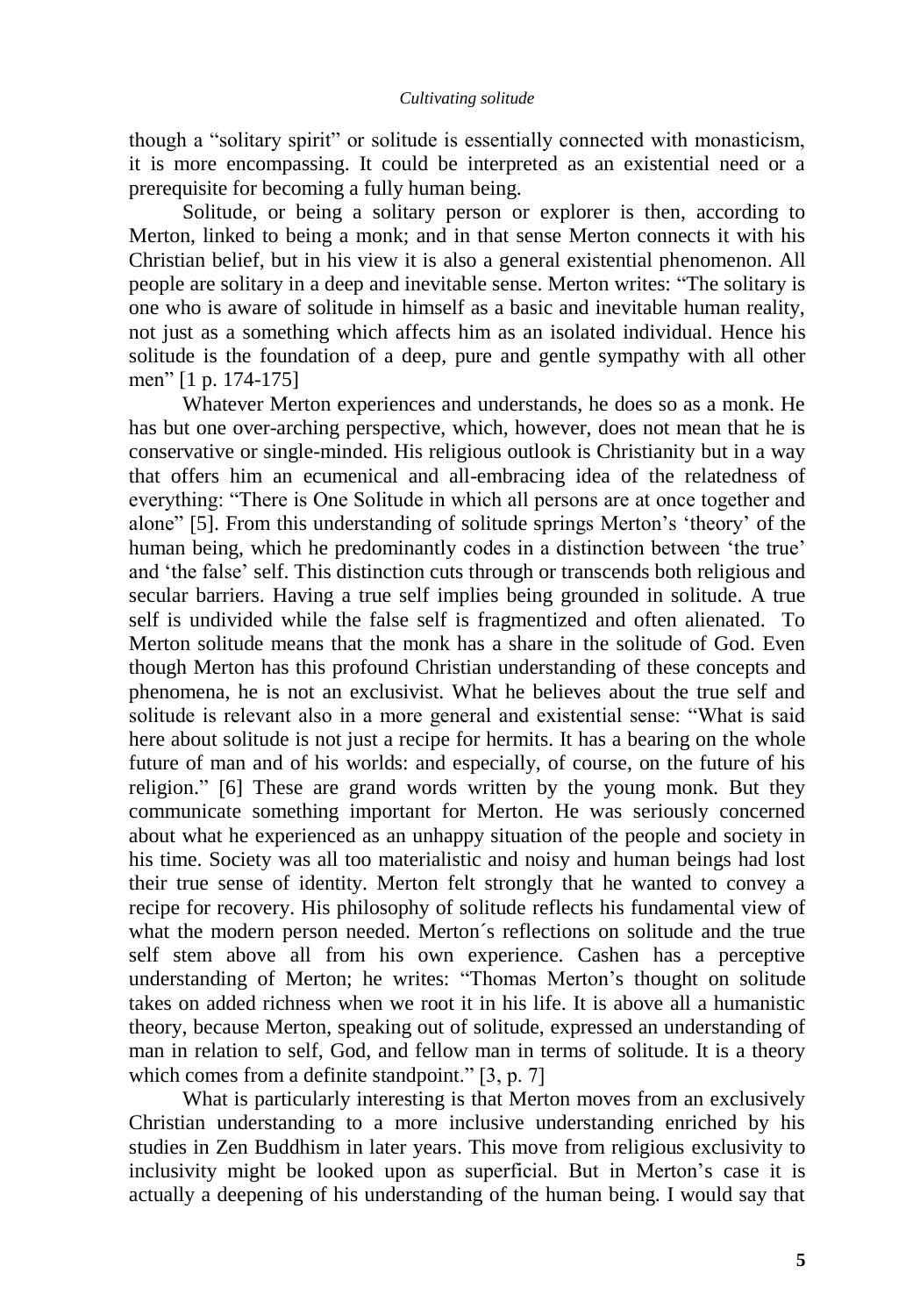though a "solitary spirit" or solitude is essentially connected with monasticism, it is more encompassing. It could be interpreted as an existential need or a prerequisite for becoming a fully human being.

Solitude, or being a solitary person or explorer is then, according to Merton, linked to being a monk; and in that sense Merton connects it with his Christian belief, but in his view it is also a general existential phenomenon. All people are solitary in a deep and inevitable sense. Merton writes: "The solitary is one who is aware of solitude in himself as a basic and inevitable human reality, not just as a something which affects him as an isolated individual. Hence his solitude is the foundation of a deep, pure and gentle sympathy with all other men" [1 p. 174-175]

Whatever Merton experiences and understands, he does so as a monk. He has but one over-arching perspective, which, however, does not mean that he is conservative or single-minded. His religious outlook is Christianity but in a way that offers him an ecumenical and all-embracing idea of the relatedness of everything: "There is One Solitude in which all persons are at once together and alone" [5]. From this understanding of solitude springs Merton's 'theory' of the human being, which he predominantly codes in a distinction between 'the true' and 'the false' self. This distinction cuts through or transcends both religious and secular barriers. Having a true self implies being grounded in solitude. A true self is undivided while the false self is fragmentized and often alienated. To Merton solitude means that the monk has a share in the solitude of God. Even though Merton has this profound Christian understanding of these concepts and phenomena, he is not an exclusivist. What he believes about the true self and solitude is relevant also in a more general and existential sense: "What is said here about solitude is not just a recipe for hermits. It has a bearing on the whole future of man and of his worlds: and especially, of course, on the future of his religion." [6] These are grand words written by the young monk. But they communicate something important for Merton. He was seriously concerned about what he experienced as an unhappy situation of the people and society in his time. Society was all too materialistic and noisy and human beings had lost their true sense of identity. Merton felt strongly that he wanted to convey a recipe for recovery. His philosophy of solitude reflects his fundamental view of what the modern person needed. Merton´s reflections on solitude and the true self stem above all from his own experience. Cashen has a perceptive understanding of Merton; he writes: "Thomas Merton's thought on solitude takes on added richness when we root it in his life. It is above all a humanistic theory, because Merton, speaking out of solitude, expressed an understanding of man in relation to self, God, and fellow man in terms of solitude. It is a theory which comes from a definite standpoint." [3, p. 7]

What is particularly interesting is that Merton moves from an exclusively Christian understanding to a more inclusive understanding enriched by his studies in Zen Buddhism in later years. This move from religious exclusivity to inclusivity might be looked upon as superficial. But in Merton's case it is actually a deepening of his understanding of the human being. I would say that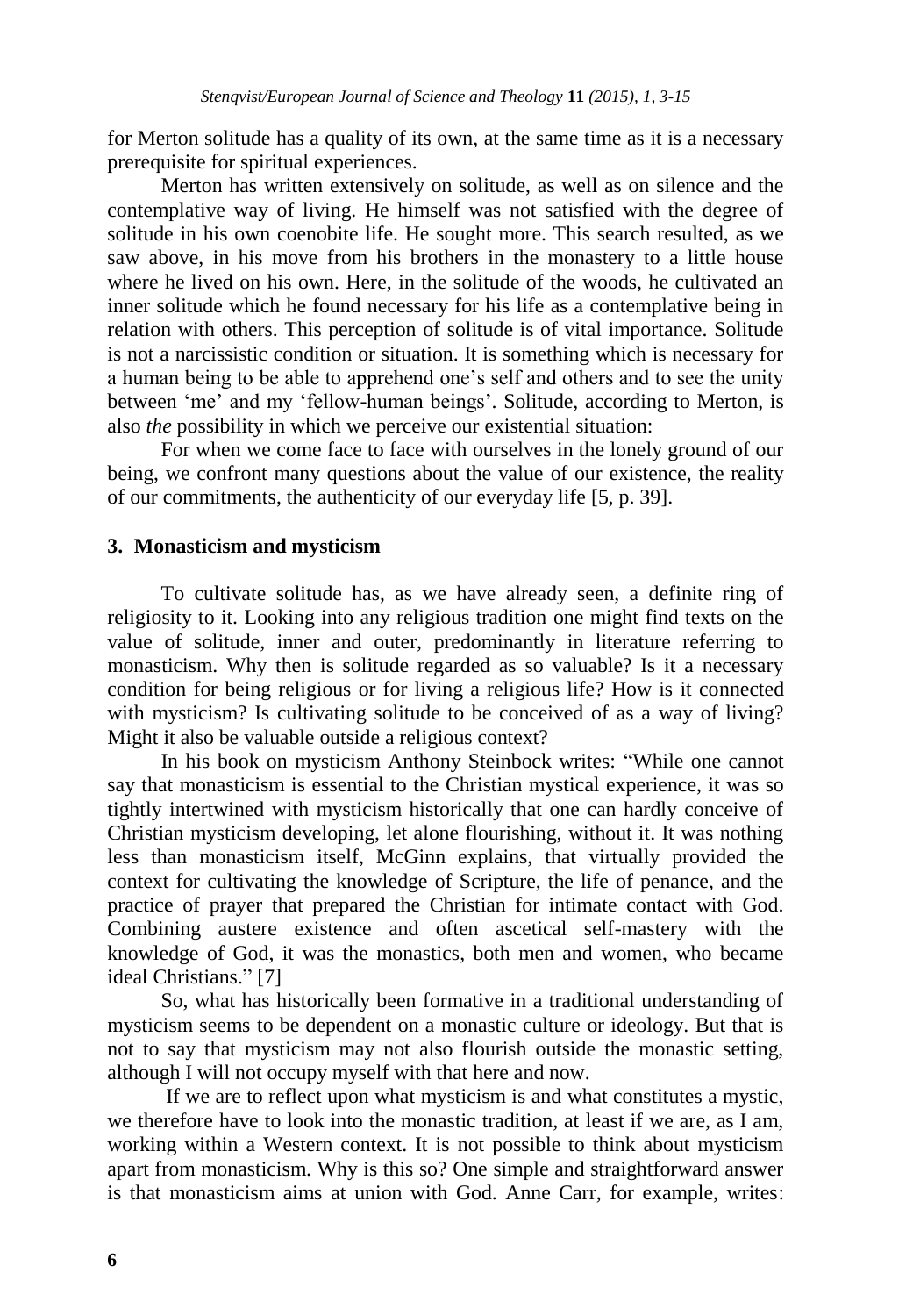for Merton solitude has a quality of its own, at the same time as it is a necessary prerequisite for spiritual experiences.

Merton has written extensively on solitude, as well as on silence and the contemplative way of living. He himself was not satisfied with the degree of solitude in his own coenobite life. He sought more. This search resulted, as we saw above, in his move from his brothers in the monastery to a little house where he lived on his own. Here, in the solitude of the woods, he cultivated an inner solitude which he found necessary for his life as a contemplative being in relation with others. This perception of solitude is of vital importance. Solitude is not a narcissistic condition or situation. It is something which is necessary for a human being to be able to apprehend one's self and others and to see the unity between 'me' and my 'fellow-human beings'. Solitude, according to Merton, is also *the* possibility in which we perceive our existential situation:

For when we come face to face with ourselves in the lonely ground of our being, we confront many questions about the value of our existence, the reality of our commitments, the authenticity of our everyday life [5, p. 39].

## 3. Monasticism and mysticism

To cultivate solitude has, as we have already seen, a definite ring of religiosity to it. Looking into any religious tradition one might find texts on the value of solitude, inner and outer, predominantly in literature referring to monasticism. Why then is solitude regarded as so valuable? Is it a necessary condition for being religious or for living a religious life? How is it connected with mysticism? Is cultivating solitude to be conceived of as a way of living? Might it also be valuable outside a religious context?

In his book on mysticism Anthony Steinbock writes: "While one cannot say that monasticism is essential to the Christian mystical experience, it was so tightly intertwined with mysticism historically that one can hardly conceive of Christian mysticism developing, let alone flourishing, without it. It was nothing less than monasticism itself, McGinn explains, that virtually provided the context for cultivating the knowledge of Scripture, the life of penance, and the practice of prayer that prepared the Christian for intimate contact with God. Combining austere existence and often ascetical self-mastery with the knowledge of God, it was the monastics, both men and women, who became ideal Christians." [7]

So, what has historically been formative in a traditional understanding of mysticism seems to be dependent on a monastic culture or ideology. But that is not to say that mysticism may not also flourish outside the monastic setting, although I will not occupy myself with that here and now.

If we are to reflect upon what mysticism is and what constitutes a mystic, we therefore have to look into the monastic tradition, at least if we are, as I am, working within a Western context. It is not possible to think about mysticism apart from monasticism. Why is this so? One simple and straightforward answer is that monasticism aims at union with God. Anne Carr, for example, writes: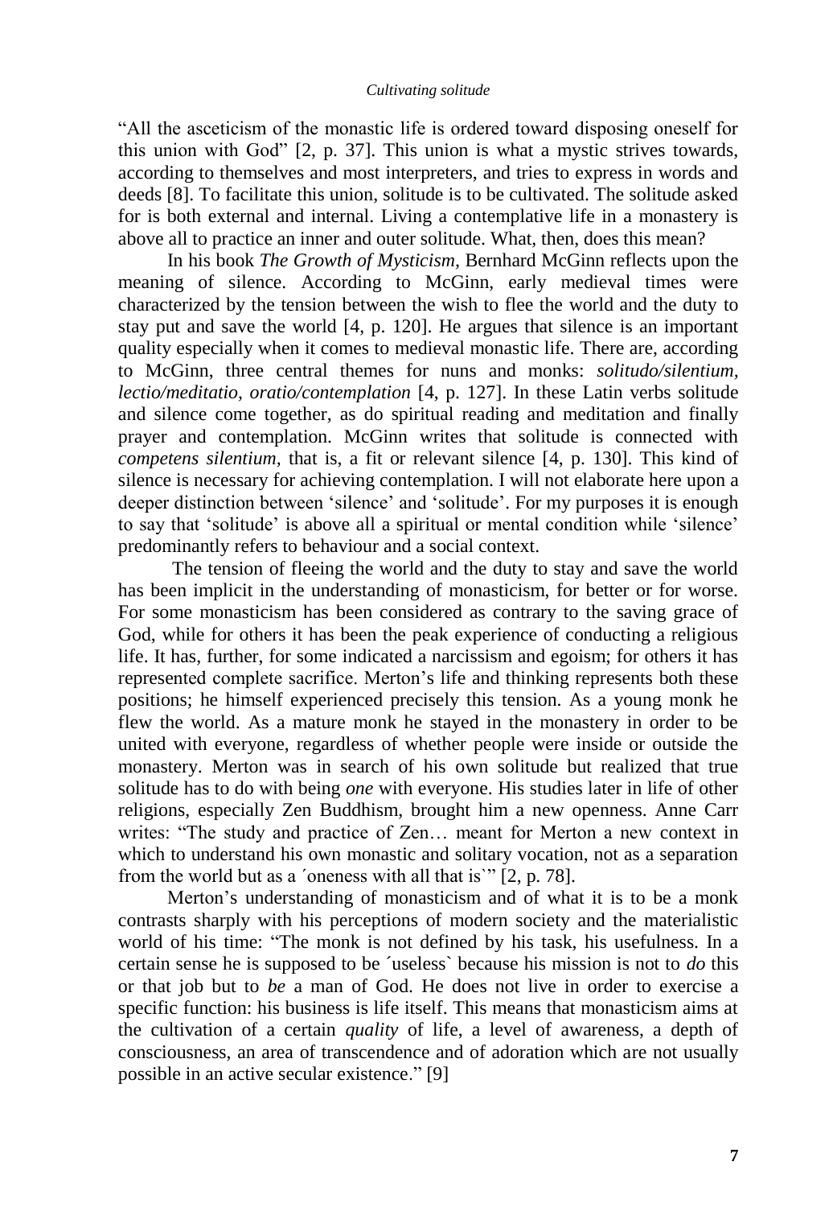"All the asceticism of the monastic life is ordered toward disposing oneself for this union with God" [2, p. 37]. This union is what a mystic strives towards, according to themselves and most interpreters, and tries to express in words and deeds [8]. To facilitate this union, solitude is to be cultivated. The solitude asked for is both external and internal. Living a contemplative life in a monastery is above all to practice an inner and outer solitude. What, then, does this mean?

In his book *The Growth of Mysticism*, Bernhard McGinn reflects upon the meaning of silence. According to McGinn, early medieval times were characterized by the tension between the wish to flee the world and the duty to stay put and save the world [4, p. 120]. He argues that silence is an important quality especially when it comes to medieval monastic life. There are, according to McGinn, three central themes for nuns and monks: *solitudo/silentium*, *lectio/meditatio*, *oratio/contemplation* [4, p. 127]. In these Latin verbs solitude and silence come together, as do spiritual reading and meditation and finally prayer and contemplation. McGinn writes that solitude is connected with *competens silentium*, that is, a fit or relevant silence [4, p. 130]. This kind of silence is necessary for achieving contemplation. I will not elaborate here upon a deeper distinction between 'silence' and 'solitude'. For my purposes it is enough to say that 'solitude' is above all a spiritual or mental condition while 'silence' predominantly refers to behaviour and a social context.

The tension of fleeing the world and the duty to stay and save the world has been implicit in the understanding of monasticism, for better or for worse. For some monasticism has been considered as contrary to the saving grace of God, while for others it has been the peak experience of conducting a religious life. It has, further, for some indicated a narcissism and egoism; for others it has represented complete sacrifice. Merton's life and thinking represents both these positions; he himself experienced precisely this tension. As a young monk he flew the world. As a mature monk he stayed in the monastery in order to be united with everyone, regardless of whether people were inside or outside the monastery. Merton was in search of his own solitude but realized that true solitude has to do with being *one* with everyone. His studies later in life of other religions, especially Zen Buddhism, brought him a new openness. Anne Carr writes: "The study and practice of Zen… meant for Merton a new context in which to understand his own monastic and solitary vocation, not as a separation from the world but as a ´oneness with all that is`" [2, p. 78].

Merton's understanding of monasticism and of what it is to be a monk contrasts sharply with his perceptions of modern society and the materialistic world of his time: "The monk is not defined by his task, his usefulness. In a certain sense he is supposed to be ´useless` because his mission is not to *do* this or that job but to *be* a man of God. He does not live in order to exercise a specific function: his business is life itself. This means that monasticism aims at the cultivation of a certain *quality* of life, a level of awareness, a depth of consciousness, an area of transcendence and of adoration which are not usually possible in an active secular existence." [9]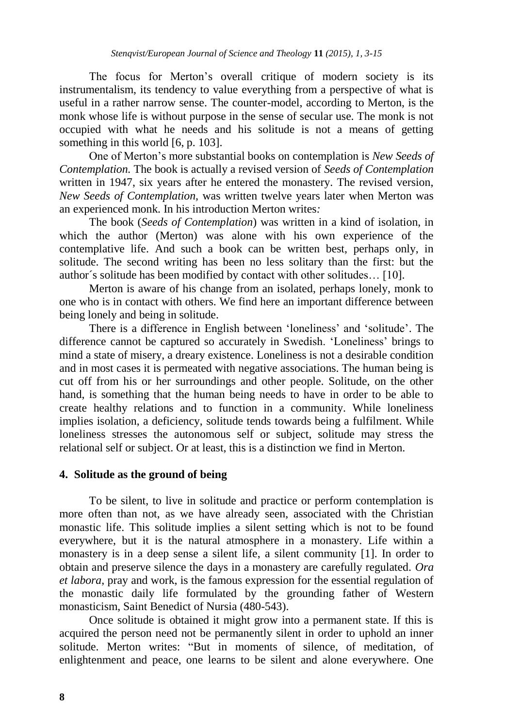The focus for Merton's overall critique of modern society is its instrumentalism, its tendency to value everything from a perspective of what is useful in a rather narrow sense. The counter-model, according to Merton, is the monk whose life is without purpose in the sense of secular use. The monk is not occupied with what he needs and his solitude is not a means of getting something in this world [6, p. 103].

One of Merton's more substantial books on contemplation is *New Seeds of Contemplation.* The book is actually a revised version of *Seeds of Contemplation* written in 1947, six years after he entered the monastery. The revised version, *New Seeds of Contemplation,* was written twelve years later when Merton was an experienced monk. In his introduction Merton writes*:*

The book (*Seeds of Contemplation*) was written in a kind of isolation, in which the author (Merton) was alone with his own experience of the contemplative life. And such a book can be written best, perhaps only, in solitude. The second writing has been no less solitary than the first: but the author´s solitude has been modified by contact with other solitudes… [10].

Merton is aware of his change from an isolated, perhaps lonely, monk to one who is in contact with others. We find here an important difference between being lonely and being in solitude.

There is a difference in English between 'loneliness' and 'solitude'. The difference cannot be captured so accurately in Swedish. 'Loneliness' brings to mind a state of misery, a dreary existence. Loneliness is not a desirable condition and in most cases it is permeated with negative associations. The human being is cut off from his or her surroundings and other people. Solitude, on the other hand, is something that the human being needs to have in order to be able to create healthy relations and to function in a community. While loneliness implies isolation, a deficiency, solitude tends towards being a fulfilment. While loneliness stresses the autonomous self or subject, solitude may stress the relational self or subject. Or at least, this is a distinction we find in Merton.

## 4. Solitude as the ground of being

To be silent, to live in solitude and practice or perform contemplation is more often than not, as we have already seen, associated with the Christian monastic life. This solitude implies a silent setting which is not to be found everywhere, but it is the natural atmosphere in a monastery. Life within a monastery is in a deep sense a silent life, a silent community [1]. In order to obtain and preserve silence the days in a monastery are carefully regulated. *Ora et labora*, pray and work, is the famous expression for the essential regulation of the monastic daily life formulated by the grounding father of Western monasticism, Saint Benedict of Nursia (480-543).

Once solitude is obtained it might grow into a permanent state. If this is acquired the person need not be permanently silent in order to uphold an inner solitude. Merton writes: "But in moments of silence, of meditation, of enlightenment and peace, one learns to be silent and alone everywhere. One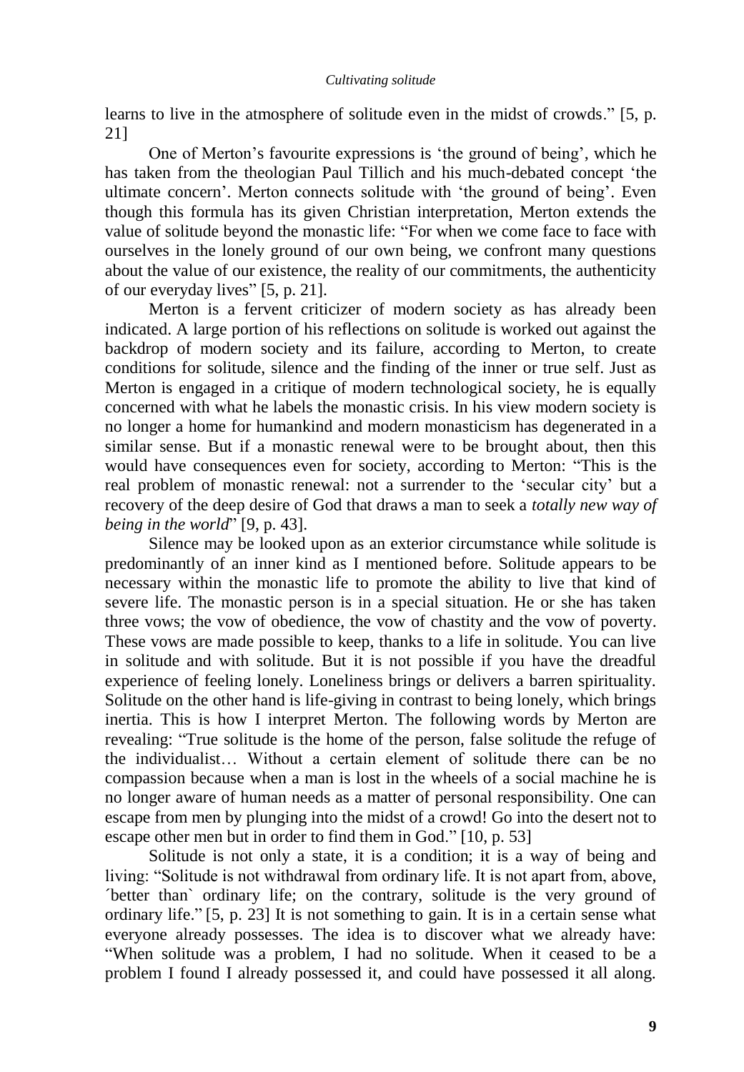learns to live in the atmosphere of solitude even in the midst of crowds." [5, p. 21]

One of Merton's favourite expressions is 'the ground of being', which he has taken from the theologian Paul Tillich and his much-debated concept 'the ultimate concern'. Merton connects solitude with 'the ground of being'. Even though this formula has its given Christian interpretation, Merton extends the value of solitude beyond the monastic life: "For when we come face to face with ourselves in the lonely ground of our own being, we confront many questions about the value of our existence, the reality of our commitments, the authenticity of our everyday lives" [5, p. 21].

Merton is a fervent criticizer of modern society as has already been indicated. A large portion of his reflections on solitude is worked out against the backdrop of modern society and its failure, according to Merton, to create conditions for solitude, silence and the finding of the inner or true self. Just as Merton is engaged in a critique of modern technological society, he is equally concerned with what he labels the monastic crisis. In his view modern society is no longer a home for humankind and modern monasticism has degenerated in a similar sense. But if a monastic renewal were to be brought about, then this would have consequences even for society, according to Merton: "This is the real problem of monastic renewal: not a surrender to the 'secular city' but a recovery of the deep desire of God that draws a man to seek a *totally new way of being in the world*" [9, p. 43].

Silence may be looked upon as an exterior circumstance while solitude is predominantly of an inner kind as I mentioned before. Solitude appears to be necessary within the monastic life to promote the ability to live that kind of severe life. The monastic person is in a special situation. He or she has taken three vows; the vow of obedience, the vow of chastity and the vow of poverty. These vows are made possible to keep, thanks to a life in solitude. You can live in solitude and with solitude. But it is not possible if you have the dreadful experience of feeling lonely. Loneliness brings or delivers a barren spirituality. Solitude on the other hand is life-giving in contrast to being lonely, which brings inertia. This is how I interpret Merton. The following words by Merton are revealing: "True solitude is the home of the person, false solitude the refuge of the individualist… Without a certain element of solitude there can be no compassion because when a man is lost in the wheels of a social machine he is no longer aware of human needs as a matter of personal responsibility. One can escape from men by plunging into the midst of a crowd! Go into the desert not to escape other men but in order to find them in God." [10, p. 53]

Solitude is not only a state, it is a condition; it is a way of being and living: "Solitude is not withdrawal from ordinary life. It is not apart from, above, ´better than` ordinary life; on the contrary, solitude is the very ground of ordinary life." [5, p. 23] It is not something to gain. It is in a certain sense what everyone already possesses. The idea is to discover what we already have: "When solitude was a problem, I had no solitude. When it ceased to be a problem I found I already possessed it, and could have possessed it all along.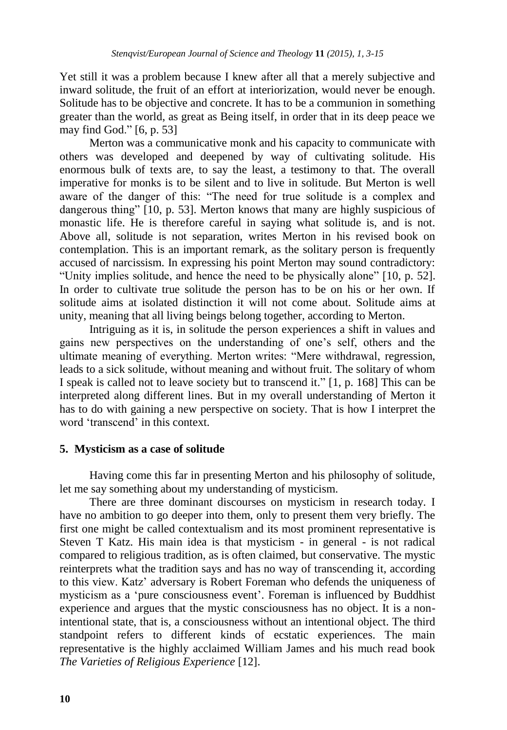Yet still it was a problem because I knew after all that a merely subjective and inward solitude, the fruit of an effort at interiorization, would never be enough. Solitude has to be objective and concrete. It has to be a communion in something greater than the world, as great as Being itself, in order that in its deep peace we may find God." [6, p. 53]

Merton was a communicative monk and his capacity to communicate with others was developed and deepened by way of cultivating solitude. His enormous bulk of texts are, to say the least, a testimony to that. The overall imperative for monks is to be silent and to live in solitude. But Merton is well aware of the danger of this: "The need for true solitude is a complex and dangerous thing" [10, p. 53]. Merton knows that many are highly suspicious of monastic life. He is therefore careful in saying what solitude is, and is not. Above all, solitude is not separation, writes Merton in his revised book on contemplation. This is an important remark, as the solitary person is frequently accused of narcissism. In expressing his point Merton may sound contradictory: "Unity implies solitude, and hence the need to be physically alone" [10, p. 52]. In order to cultivate true solitude the person has to be on his or her own. If solitude aims at isolated distinction it will not come about. Solitude aims at unity, meaning that all living beings belong together, according to Merton.

Intriguing as it is, in solitude the person experiences a shift in values and gains new perspectives on the understanding of one's self, others and the ultimate meaning of everything. Merton writes: "Mere withdrawal, regression, leads to a sick solitude, without meaning and without fruit. The solitary of whom I speak is called not to leave society but to transcend it." [1, p. 168] This can be interpreted along different lines. But in my overall understanding of Merton it has to do with gaining a new perspective on society. That is how I interpret the word 'transcend' in this context.

## 5. Mysticism as a case of solitude

Having come this far in presenting Merton and his philosophy of solitude, let me say something about my understanding of mysticism.

There are three dominant discourses on mysticism in research today. I have no ambition to go deeper into them, only to present them very briefly. The first one might be called contextualism and its most prominent representative is Steven T Katz. His main idea is that mysticism - in general - is not radical compared to religious tradition, as is often claimed, but conservative. The mystic reinterprets what the tradition says and has no way of transcending it, according to this view. Katz' adversary is Robert Foreman who defends the uniqueness of mysticism as a 'pure consciousness event'. Foreman is influenced by Buddhist experience and argues that the mystic consciousness has no object. It is a non-intentional state, that is, a consciousness without an intentional object. The third standpoint refers to different kinds of ecstatic experiences. The main representative is the highly acclaimed William James and his much read book *The Varieties of Religious Experience* [12].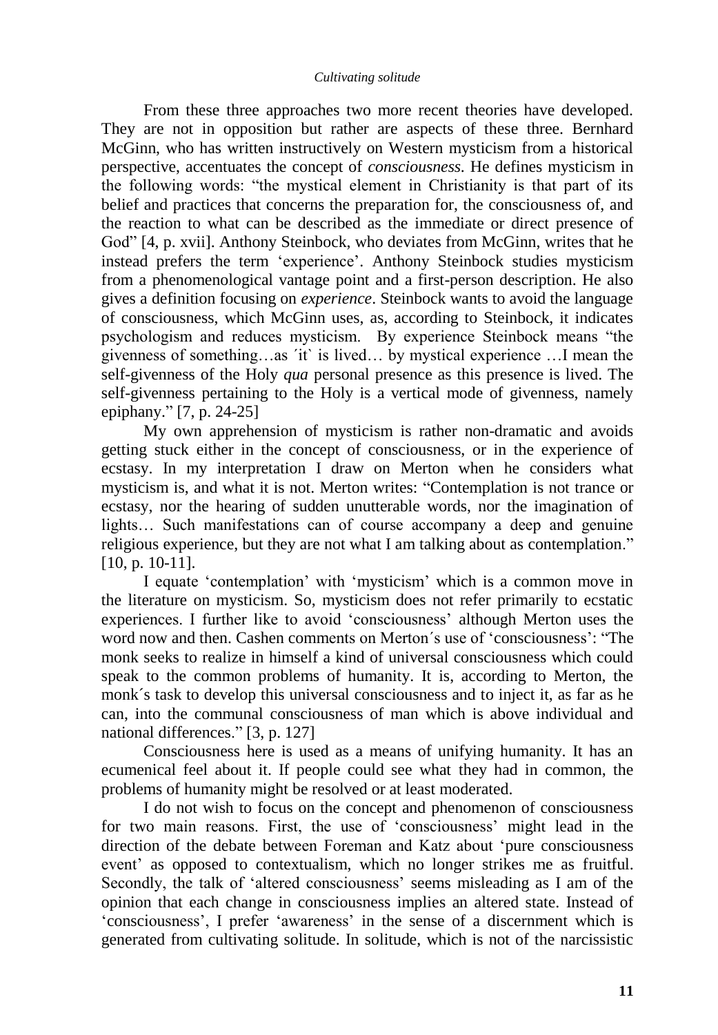From these three approaches two more recent theories have developed. They are not in opposition but rather are aspects of these three. Bernhard McGinn, who has written instructively on Western mysticism from a historical perspective, accentuates the concept of *consciousness*. He defines mysticism in the following words: "the mystical element in Christianity is that part of its belief and practices that concerns the preparation for, the consciousness of, and the reaction to what can be described as the immediate or direct presence of God" [4, p. xvii]. Anthony Steinbock, who deviates from McGinn, writes that he instead prefers the term 'experience'. Anthony Steinbock studies mysticism from a phenomenological vantage point and a first-person description. He also gives a definition focusing on *experience*. Steinbock wants to avoid the language of consciousness, which McGinn uses, as, according to Steinbock, it indicates psychologism and reduces mysticism. By experience Steinbock means "the givenness of something…as ´it` is lived… by mystical experience …I mean the self-givenness of the Holy *qua* personal presence as this presence is lived. The self-givenness pertaining to the Holy is a vertical mode of givenness, namely epiphany." [7, p. 24-25]

My own apprehension of mysticism is rather non-dramatic and avoids getting stuck either in the concept of consciousness, or in the experience of ecstasy. In my interpretation I draw on Merton when he considers what mysticism is, and what it is not. Merton writes: "Contemplation is not trance or ecstasy, nor the hearing of sudden unutterable words, nor the imagination of lights… Such manifestations can of course accompany a deep and genuine religious experience, but they are not what I am talking about as contemplation." [10, p. 10-11].

I equate 'contemplation' with 'mysticism' which is a common move in the literature on mysticism. So, mysticism does not refer primarily to ecstatic experiences. I further like to avoid 'consciousness' although Merton uses the word now and then. Cashen comments on Merton´s use of 'consciousness': "The monk seeks to realize in himself a kind of universal consciousness which could speak to the common problems of humanity. It is, according to Merton, the monk´s task to develop this universal consciousness and to inject it, as far as he can, into the communal consciousness of man which is above individual and national differences." [3, p. 127]

Consciousness here is used as a means of unifying humanity. It has an ecumenical feel about it. If people could see what they had in common, the problems of humanity might be resolved or at least moderated.

I do not wish to focus on the concept and phenomenon of consciousness for two main reasons. First, the use of 'consciousness' might lead in the direction of the debate between Foreman and Katz about 'pure consciousness event' as opposed to contextualism, which no longer strikes me as fruitful. Secondly, the talk of 'altered consciousness' seems misleading as I am of the opinion that each change in consciousness implies an altered state. Instead of 'consciousness', I prefer 'awareness' in the sense of a discernment which is generated from cultivating solitude. In solitude, which is not of the narcissistic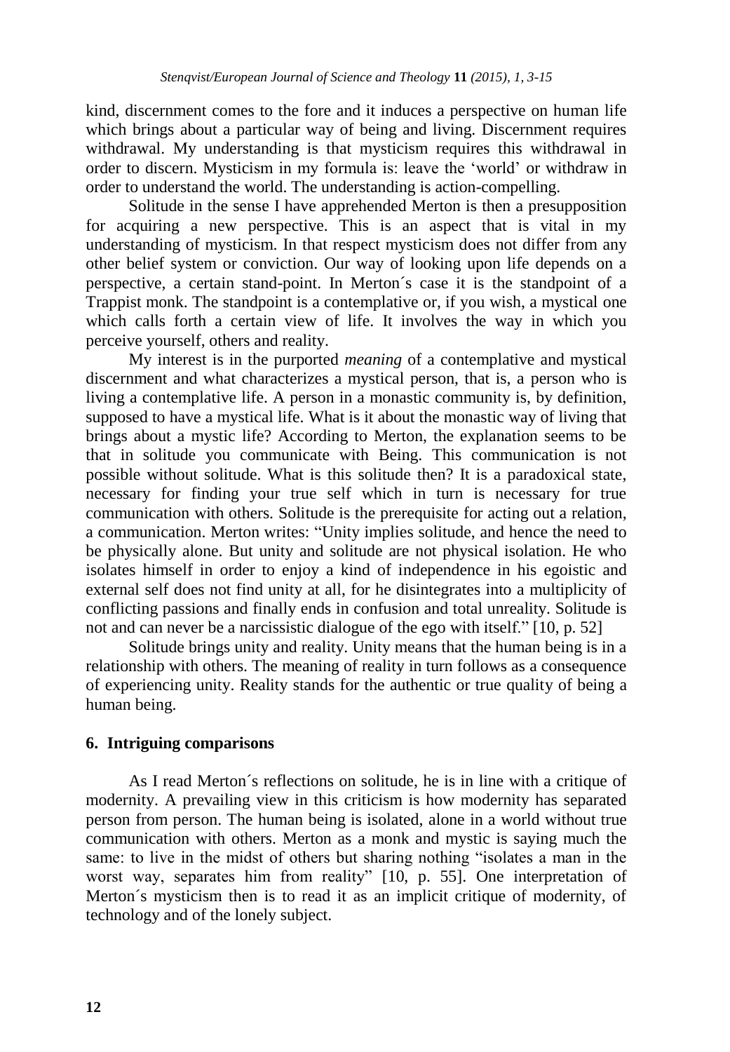kind, discernment comes to the fore and it induces a perspective on human life which brings about a particular way of being and living. Discernment requires withdrawal. My understanding is that mysticism requires this withdrawal in order to discern. Mysticism in my formula is: leave the 'world' or withdraw in order to understand the world. The understanding is action-compelling.

Solitude in the sense I have apprehended Merton is then a presupposition for acquiring a new perspective. This is an aspect that is vital in my understanding of mysticism. In that respect mysticism does not differ from any other belief system or conviction. Our way of looking upon life depends on a perspective, a certain stand-point. In Merton´s case it is the standpoint of a Trappist monk. The standpoint is a contemplative or, if you wish, a mystical one which calls forth a certain view of life. It involves the way in which you perceive yourself, others and reality.

My interest is in the purported *meaning* of a contemplative and mystical discernment and what characterizes a mystical person, that is, a person who is living a contemplative life. A person in a monastic community is, by definition, supposed to have a mystical life. What is it about the monastic way of living that brings about a mystic life? According to Merton, the explanation seems to be that in solitude you communicate with Being. This communication is not possible without solitude. What is this solitude then? It is a paradoxical state, necessary for finding your true self which in turn is necessary for true communication with others. Solitude is the prerequisite for acting out a relation, a communication. Merton writes: "Unity implies solitude, and hence the need to be physically alone. But unity and solitude are not physical isolation. He who isolates himself in order to enjoy a kind of independence in his egoistic and external self does not find unity at all, for he disintegrates into a multiplicity of conflicting passions and finally ends in confusion and total unreality. Solitude is not and can never be a narcissistic dialogue of the ego with itself." [10, p. 52]

Solitude brings unity and reality. Unity means that the human being is in a relationship with others. The meaning of reality in turn follows as a consequence of experiencing unity. Reality stands for the authentic or true quality of being a human being.

## 6. Intriguing comparisons

As I read Merton´s reflections on solitude, he is in line with a critique of modernity. A prevailing view in this criticism is how modernity has separated person from person. The human being is isolated, alone in a world without true communication with others. Merton as a monk and mystic is saying much the same: to live in the midst of others but sharing nothing "isolates a man in the worst way, separates him from reality" [10, p. 55]. One interpretation of Merton´s mysticism then is to read it as an implicit critique of modernity, of technology and of the lonely subject.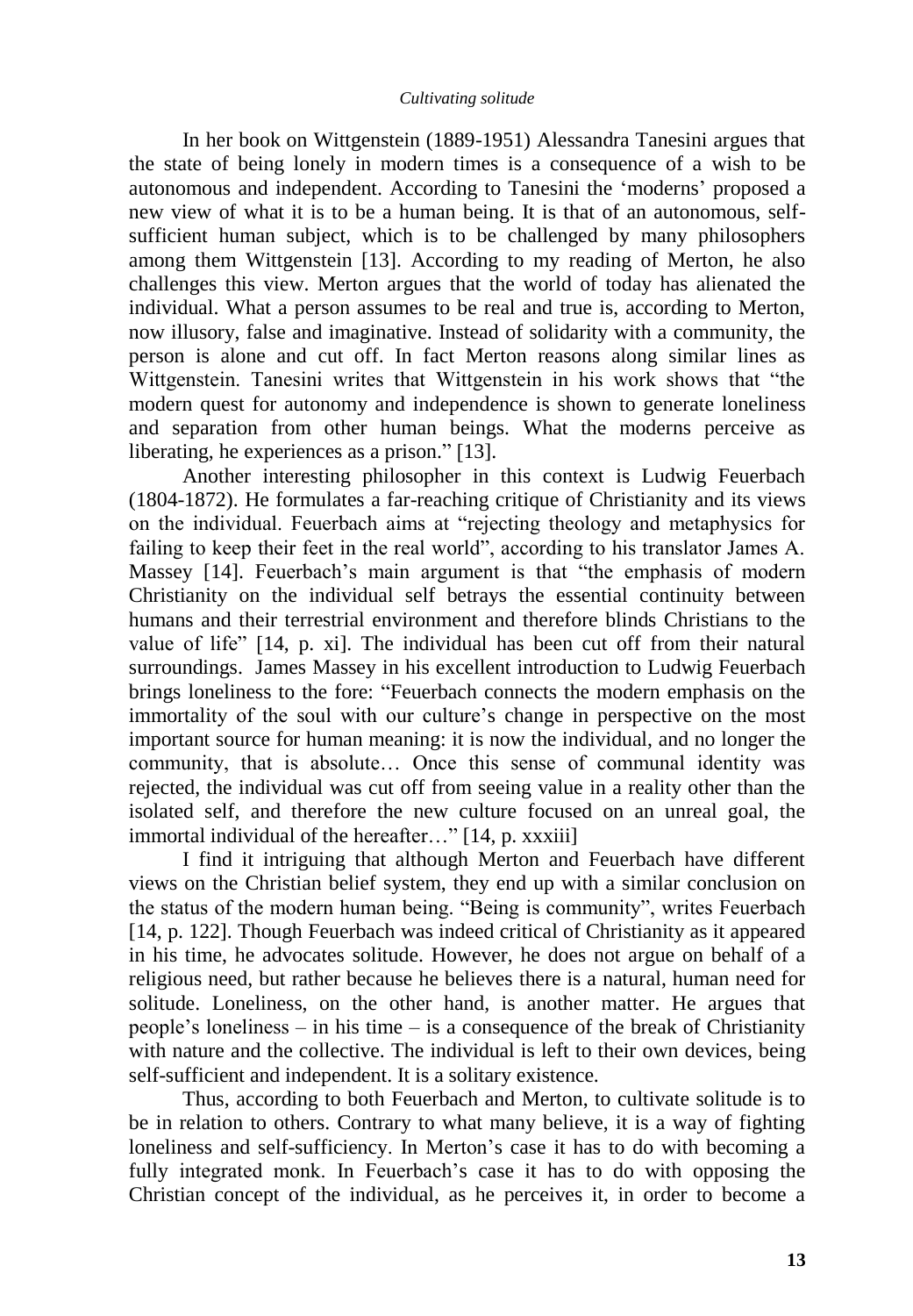In her book on Wittgenstein (1889-1951) Alessandra Tanesini argues that the state of being lonely in modern times is a consequence of a wish to be autonomous and independent. According to Tanesini the 'moderns' proposed a new view of what it is to be a human being. It is that of an autonomous, self-sufficient human subject, which is to be challenged by many philosophers among them Wittgenstein [13]. According to my reading of Merton, he also challenges this view. Merton argues that the world of today has alienated the individual. What a person assumes to be real and true is, according to Merton, now illusory, false and imaginative. Instead of solidarity with a community, the person is alone and cut off. In fact Merton reasons along similar lines as Wittgenstein. Tanesini writes that Wittgenstein in his work shows that "the modern quest for autonomy and independence is shown to generate loneliness and separation from other human beings. What the moderns perceive as liberating, he experiences as a prison." [13].

Another interesting philosopher in this context is Ludwig Feuerbach (1804-1872). He formulates a far-reaching critique of Christianity and its views on the individual. Feuerbach aims at "rejecting theology and metaphysics for failing to keep their feet in the real world", according to his translator James A. Massey [14]. Feuerbach's main argument is that "the emphasis of modern Christianity on the individual self betrays the essential continuity between humans and their terrestrial environment and therefore blinds Christians to the value of life" [14, p. xi]. The individual has been cut off from their natural surroundings. James Massey in his excellent introduction to Ludwig Feuerbach brings loneliness to the fore: "Feuerbach connects the modern emphasis on the immortality of the soul with our culture's change in perspective on the most important source for human meaning: it is now the individual, and no longer the community, that is absolute… Once this sense of communal identity was rejected, the individual was cut off from seeing value in a reality other than the isolated self, and therefore the new culture focused on an unreal goal, the immortal individual of the hereafter…" [14, p. xxxiii]

I find it intriguing that although Merton and Feuerbach have different views on the Christian belief system, they end up with a similar conclusion on the status of the modern human being. "Being is community", writes Feuerbach [14, p. 122]. Though Feuerbach was indeed critical of Christianity as it appeared in his time, he advocates solitude. However, he does not argue on behalf of a religious need, but rather because he believes there is a natural, human need for solitude. Loneliness, on the other hand, is another matter. He argues that people's loneliness – in his time – is a consequence of the break of Christianity with nature and the collective. The individual is left to their own devices, being self-sufficient and independent. It is a solitary existence.

Thus, according to both Feuerbach and Merton, to cultivate solitude is to be in relation to others. Contrary to what many believe, it is a way of fighting loneliness and self-sufficiency. In Merton's case it has to do with becoming a fully integrated monk. In Feuerbach's case it has to do with opposing the Christian concept of the individual, as he perceives it, in order to become a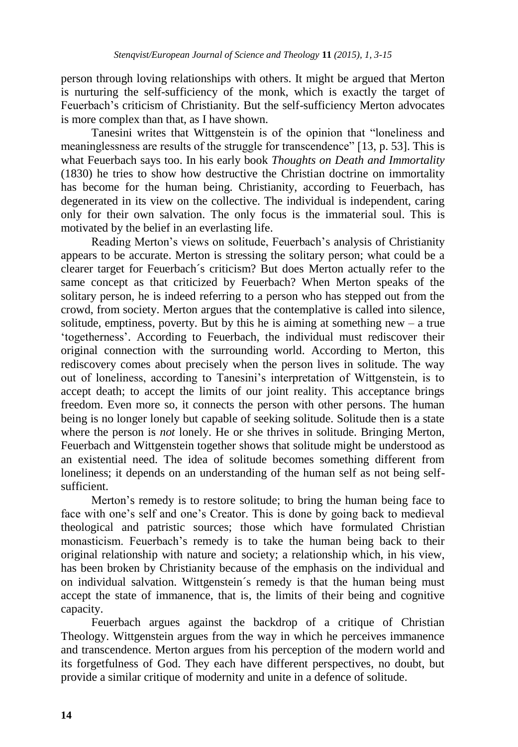person through loving relationships with others. It might be argued that Merton is nurturing the self-sufficiency of the monk, which is exactly the target of Feuerbach's criticism of Christianity. But the self-sufficiency Merton advocates is more complex than that, as I have shown.

Tanesini writes that Wittgenstein is of the opinion that "loneliness and meaninglessness are results of the struggle for transcendence" [13, p. 53]. This is what Feuerbach says too. In his early book *Thoughts on Death and Immortality* (1830) he tries to show how destructive the Christian doctrine on immortality has become for the human being. Christianity, according to Feuerbach, has degenerated in its view on the collective. The individual is independent, caring only for their own salvation. The only focus is the immaterial soul. This is motivated by the belief in an everlasting life.

Reading Merton's views on solitude, Feuerbach's analysis of Christianity appears to be accurate. Merton is stressing the solitary person; what could be a clearer target for Feuerbach´s criticism? But does Merton actually refer to the same concept as that criticized by Feuerbach? When Merton speaks of the solitary person, he is indeed referring to a person who has stepped out from the crowd, from society. Merton argues that the contemplative is called into silence, solitude, emptiness, poverty. But by this he is aiming at something new – a true 'togetherness'. According to Feuerbach, the individual must rediscover their original connection with the surrounding world. According to Merton, this rediscovery comes about precisely when the person lives in solitude. The way out of loneliness, according to Tanesini's interpretation of Wittgenstein, is to accept death; to accept the limits of our joint reality. This acceptance brings freedom. Even more so, it connects the person with other persons. The human being is no longer lonely but capable of seeking solitude. Solitude then is a state where the person is *not* lonely. He or she thrives in solitude. Bringing Merton, Feuerbach and Wittgenstein together shows that solitude might be understood as an existential need. The idea of solitude becomes something different from loneliness; it depends on an understanding of the human self as not being self-sufficient.

Merton's remedy is to restore solitude; to bring the human being face to face with one's self and one's Creator. This is done by going back to medieval theological and patristic sources; those which have formulated Christian monasticism. Feuerbach's remedy is to take the human being back to their original relationship with nature and society; a relationship which, in his view, has been broken by Christianity because of the emphasis on the individual and on individual salvation. Wittgenstein´s remedy is that the human being must accept the state of immanence, that is, the limits of their being and cognitive capacity.

Feuerbach argues against the backdrop of a critique of Christian Theology. Wittgenstein argues from the way in which he perceives immanence and transcendence. Merton argues from his perception of the modern world and its forgetfulness of God. They each have different perspectives, no doubt, but provide a similar critique of modernity and unite in a defence of solitude.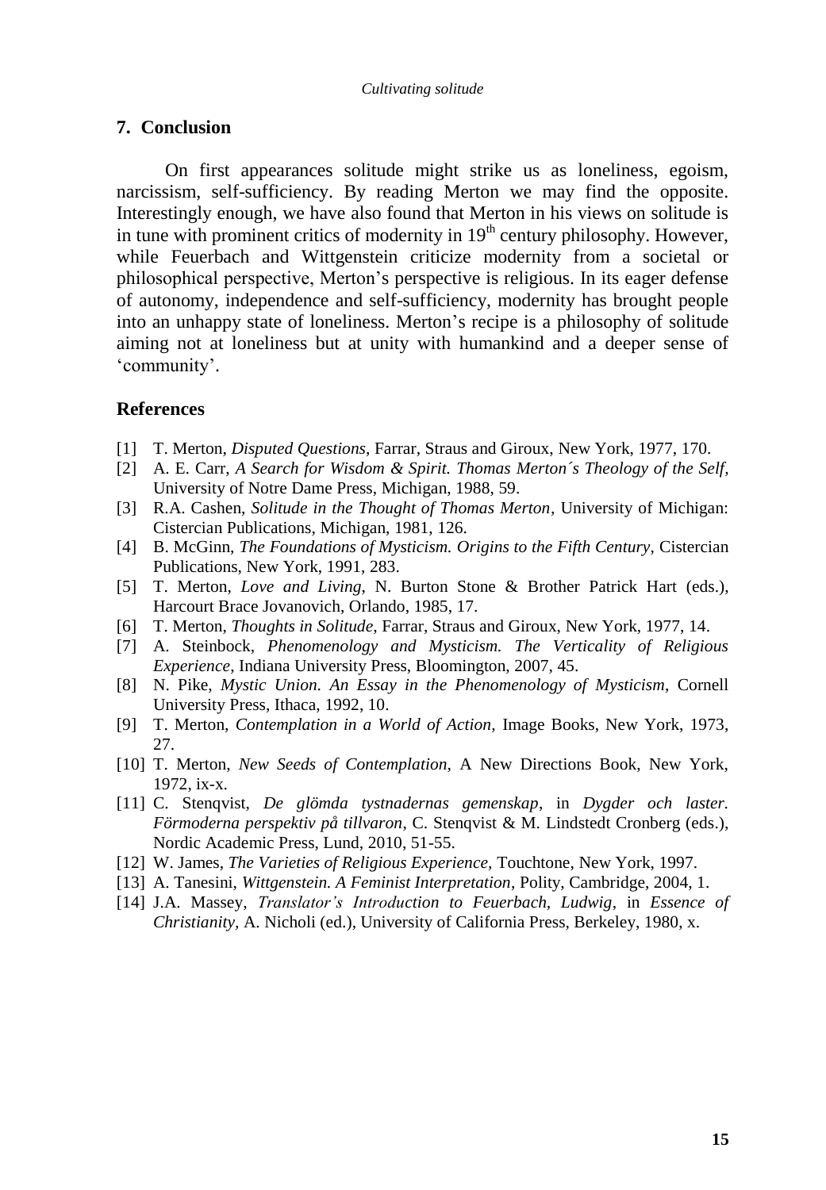## 7. Conclusion

On first appearances solitude might strike us as loneliness, egoism, narcissism, self-sufficiency. By reading Merton we may find the opposite. Interestingly enough, we have also found that Merton in his views on solitude is in tune with prominent critics of modernity in $19^{th}$ century philosophy. However, while Feuerbach and Wittgenstein criticize modernity from a societal or philosophical perspective, Merton's perspective is religious. In its eager defense of autonomy, independence and self-sufficiency, modernity has brought people into an unhappy state of loneliness. Merton's recipe is a philosophy of solitude aiming not at loneliness but at unity with humankind and a deeper sense of 'community'.

## References

[1] T. Merton, *Disputed Questions*, Farrar, Straus and Giroux, New York, 1977, 170.

[2] A. E. Carr, *A Search for Wisdom & Spirit. Thomas Merton´s Theology of the Self*, University of Notre Dame Press, Michigan, 1988, 59.

[3] R.A. Cashen, *Solitude in the Thought of Thomas Merton*, University of Michigan: Cistercian Publications, Michigan, 1981, 126.

[4] B. McGinn, *The Foundations of Mysticism. Origins to the Fifth Century*, Cistercian Publications, New York, 1991, 283.

[5] T. Merton, *Love and Living*, N. Burton Stone & Brother Patrick Hart (eds.), Harcourt Brace Jovanovich, Orlando, 1985, 17.

[6] T. Merton, *Thoughts in Solitude*, Farrar, Straus and Giroux, New York, 1977, 14.

[7] A. Steinbock, *Phenomenology and Mysticism. The Verticality of Religious Experience*, Indiana University Press, Bloomington, 2007, 45.

[8] N. Pike, *Mystic Union. An Essay in the Phenomenology of Mysticism*, Cornell University Press, Ithaca, 1992, 10.

[9] T. Merton, *Contemplation in a World of Action*, Image Books, New York, 1973, 27.

[10] T. Merton, *New Seeds of Contemplation*, A New Directions Book, New York, 1972, ix-x.

[11] C. Stenqvist, *De glömda tystnadernas gemenskap*, in *Dygder och laster. Förmoderna perspektiv på tillvaron*, C. Stenqvist & M. Lindstedt Cronberg (eds.), Nordic Academic Press, Lund, 2010, 51-55.

[12] W. James, *The Varieties of Religious Experience*, Touchtone, New York, 1997.

[13] A. Tanesini, *Wittgenstein. A Feminist Interpretation*, Polity, Cambridge, 2004, 1.

[14] J.A. Massey, *Translator's Introduction to Feuerbach, Ludwig*, in *Essence of Christianity*, A. Nicholi (ed.), University of California Press, Berkeley, 1980, x.